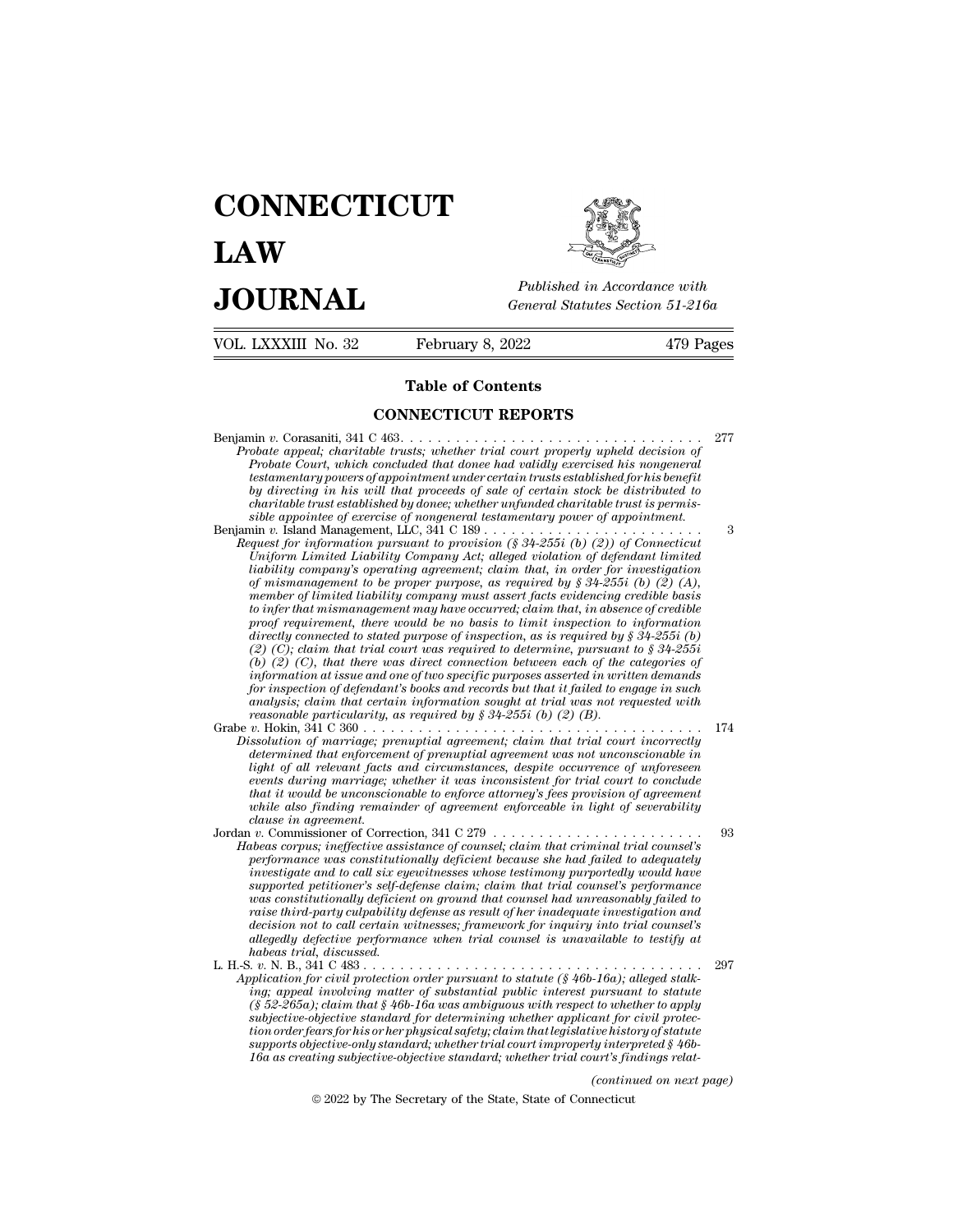# CONNECTICUT LAW JOURNAL

*Published in Accordance with General Statutes Section 51-216a*

VOL. LXXXIII No. 32 — February 8, 2022 — 479 Pages

## Table of Contents

## CONNECTICUT REPORTS

Benjamin *v.* Corasaniti, 341 C 463. . . . . . . . . . . . . . . . . . . . . . . . . . . . . . . . . . 277

*Probate appeal; charitable trusts; whether trial court properly upheld decision of Probate Court, which concluded that donee had validly exercised his nongeneral testamentary powers of appointment under certain trusts established for his benefit by directing in his will that proceeds of sale of certain stock be distributed to charitable trust established by donee; whether unfunded charitable trust is permissible appointee of exercise of nongeneral testamentary power of appointment.*

Benjamin *v.* Island Management, LLC, 341 C 189 . . . . . . . . . . . . . . . . . . . . . . . . 3

*Request for information pursuant to provision (§ 34-255i (b) (2)) of Connecticut Uniform Limited Liability Company Act; alleged violation of defendant limited liability company's operating agreement; claim that, in order for investigation of mismanagement to be proper purpose, as required by § 34-255i (b) (2) (A), member of limited liability company must assert facts evidencing credible basis to infer that mismanagement may have occurred; claim that, in absence of credible proof requirement, there would be no basis to limit inspection to information directly connected to stated purpose of inspection, as is required by § 34-255i (b) (2) (C); claim that trial court was required to determine, pursuant to § 34-255i (b) (2) (C), that there was direct connection between each of the categories of information at issue and one of two specific purposes asserted in written demands for inspection of defendant's books and records but that it failed to engage in such analysis; claim that certain information sought at trial was not requested with reasonable particularity, as required by § 34-255i (b) (2) (B).*

Grabe *v.* Hokin, 341 C 360 . . . . . . . . . . . . . . . . . . . . . . . . . . . . . . . . . . . . . . 174

*Dissolution of marriage; prenuptial agreement; claim that trial court incorrectly determined that enforcement of prenuptial agreement was not unconscionable in light of all relevant facts and circumstances, despite occurrence of unforeseen events during marriage; whether it was inconsistent for trial court to conclude that it would be unconscionable to enforce attorney's fees provision of agreement while also finding remainder of agreement enforceable in light of severability clause in agreement.*

Jordan *v.* Commissioner of Correction, 341 C 279 . . . . . . . . . . . . . . . . . . . . . . . 93

*Habeas corpus; ineffective assistance of counsel; claim that criminal trial counsel's performance was constitutionally deficient because she had failed to adequately investigate and to call six eyewitnesses whose testimony purportedly would have supported petitioner's self-defense claim; claim that trial counsel's performance was constitutionally deficient on ground that counsel had unreasonably failed to raise third-party culpability defense as result of her inadequate investigation and decision not to call certain witnesses; framework for inquiry into trial counsel's allegedly defective performance when trial counsel is unavailable to testify at habeas trial, discussed.*

L. H.-S. *v.* N. B., 341 C 483 . . . . . . . . . . . . . . . . . . . . . . . . . . . . . . . . . . . . . 297

*Application for civil protection order pursuant to statute (§ 46b-16a); alleged stalking; appeal involving matter of substantial public interest pursuant to statute (§ 52-265a); claim that § 46b-16a was ambiguous with respect to whether to apply subjective-objective standard for determining whether applicant for civil protection order fears for his or her physical safety; claim that legislative history of statute supports objective-only standard; whether trial court improperly interpreted § 46b-16a as creating subjective-objective standard; whether trial court's findings relat-*

*(continued on next page)*

© 2022 by The Secretary of the State, State of Connecticut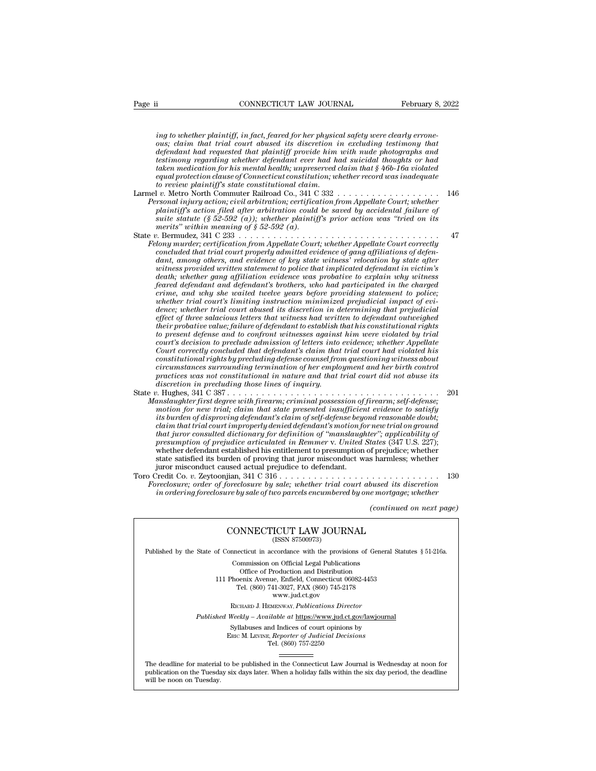*ing to whether plaintiff, in fact, feared for her physical safety were clearly erroneous; claim that trial court abused its discretion in excluding testimony that defendant had requested that plaintiff provide him with nude photographs and testimony regarding whether defendant ever had had suicidal thoughts or had taken medication for his mental health; unpreserved claim that § 46b-16a violated equal protection clause of Connecticut constitution; whether record was inadequate to review plaintiff's state constitutional claim.*

Larmel *v.* Metro North Commuter Railroad Co., 341 C 332 . . . . . . . . . . . . . . . . . . 146

*Personal injury action; civil arbitration; certification from Appellate Court; whether plaintiff's action filed after arbitration could be saved by accidental failure of suite statute (§ 52-592 (a)); whether plaintiff's prior action was "tried on its merits" within meaning of § 52-592 (a).*

State *v.* Bermudez, 341 C 233 . . . . . . . . . . . . . . . . . . . . . . . . . . . . . . . . . . . . 47

*Felony murder; certification from Appellate Court; whether Appellate Court correctly concluded that trial court properly admitted evidence of gang affiliations of defendant, among others, and evidence of key state witness' relocation by state after witness provided written statement to police that implicated defendant in victim's death; whether gang affiliation evidence was probative to explain why witness feared defendant and defendant's brothers, who had participated in the charged crime, and why she waited twelve years before providing statement to police; whether trial court's limiting instruction minimized prejudicial impact of evidence; whether trial court abused its discretion in determining that prejudicial effect of three salacious letters that witness had written to defendant outweighed their probative value; failure of defendant to establish that his constitutional rights to present defense and to confront witnesses against him were violated by trial court's decision to preclude admission of letters into evidence; whether Appellate Court correctly concluded that defendant's claim that trial court had violated his constitutional rights by precluding defense counsel from questioning witness about circumstances surrounding termination of her employment and her birth control practices was not constitutional in nature and that trial court did not abuse its discretion in precluding those lines of inquiry.*

State *v.* Hughes, 341 C 387 . . . . . . . . . . . . . . . . . . . . . . . . . . . . . . . . . . . . . 201

*Manslaughter first degree with firearm; criminal possession of firearm; self-defense; motion for new trial; claim that state presented insufficient evidence to satisfy its burden of disproving defendant's claim of self-defense beyond reasonable doubt; claim that trial court improperly denied defendant's motion for new trial on ground that juror consulted dictionary for definition of "manslaughter"; applicability of presumption of prejudice articulated in Remmer* v. *United States (347 U.S. 227);* whether defendant established his entitlement to presumption of prejudice; whether state satisfied its burden of proving that juror misconduct was harmless; whether juror misconduct caused actual prejudice to defendant.

Toro Credit Co. *v.* Zeytoonjian, 341 C 316 . . . . . . . . . . . . . . . . . . . . . . . . . . . 130

*Foreclosure; order of foreclosure by sale; whether trial court abused its discretion in ordering foreclosure by sale of two parcels encumbered by one mortgage; whether*

*(continued on next page)*

---

CONNECTICUT LAW JOURNAL
(ISSN 87500973)

Published by the State of Connecticut in accordance with the provisions of General Statutes § 51-216a.

Commission on Official Legal Publications
Office of Production and Distribution
111 Phoenix Avenue, Enfield, Connecticut 06082-4453
Tel. (860) 741-3027, FAX (860) 745-2178
www.jud.ct.gov

RICHARD J. HEMENWAY, *Publications Director*

*Published Weekly – Available at* https://www.jud.ct.gov/lawjournal

Syllabuses and Indices of court opinions by
ERIC M. LEVINE, *Reporter of Judicial Decisions*
Tel. (860) 757-2250

The deadline for material to be published in the Connecticut Law Journal is Wednesday at noon for publication on the Tuesday six days later. When a holiday falls within the six day period, the deadline will be noon on Tuesday.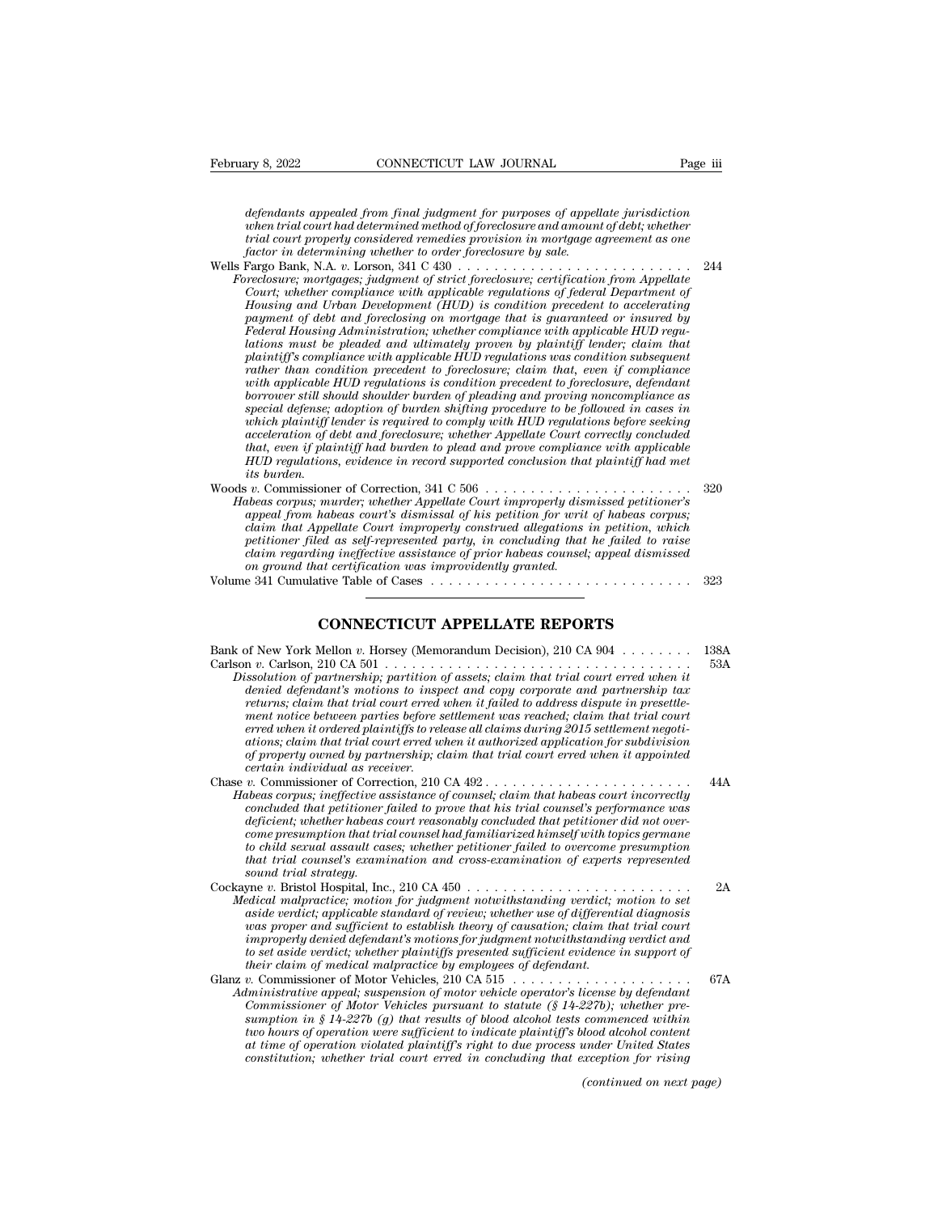*defendants appealed from final judgment for purposes of appellate jurisdiction when trial court had determined method of foreclosure and amount of debt; whether trial court properly considered remedies provision in mortgage agreement as one factor in determining whether to order foreclosure by sale.*

Wells Fargo Bank, N.A. *v.* Lorson, 341 C 430 . . . . . . . . . . . . . . . . . . . . . . . . . . 244

*Foreclosure; mortgages; judgment of strict foreclosure; certification from Appellate Court; whether compliance with applicable regulations of federal Department of Housing and Urban Development (HUD) is condition precedent to accelerating payment of debt and foreclosing on mortgage that is guaranteed or insured by Federal Housing Administration; whether compliance with applicable HUD regulations must be pleaded and ultimately proven by plaintiff lender; claim that plaintiff's compliance with applicable HUD regulations was condition subsequent rather than condition precedent to foreclosure; claim that, even if compliance with applicable HUD regulations is condition precedent to foreclosure, defendant borrower still should shoulder burden of pleading and proving noncompliance as special defense; adoption of burden shifting procedure to be followed in cases in which plaintiff lender is required to comply with HUD regulations before seeking acceleration of debt and foreclosure; whether Appellate Court correctly concluded that, even if plaintiff had burden to plead and prove compliance with applicable HUD regulations, evidence in record supported conclusion that plaintiff had met its burden.*

Woods *v.* Commissioner of Correction, 341 C 506 . . . . . . . . . . . . . . . . . . . . . . . 320

*Habeas corpus; murder; whether Appellate Court improperly dismissed petitioner's appeal from habeas court's dismissal of his petition for writ of habeas corpus; claim that Appellate Court improperly construed allegations in petition, which petitioner filed as self-represented party, in concluding that he failed to raise claim regarding ineffective assistance of prior habeas counsel; appeal dismissed on ground that certification was improvidently granted.*

Volume 341 Cumulative Table of Cases . . . . . . . . . . . . . . . . . . . . . . . . . . . . 323

---

## CONNECTICUT APPELLATE REPORTS

Bank of New York Mellon *v.* Horsey (Memorandum Decision), 210 CA 904 . . . . . . . . 138A

Carlson *v.* Carlson, 210 CA 501 . . . . . . . . . . . . . . . . . . . . . . . . . . . . . . . . . . 53A

*Dissolution of partnership; partition of assets; claim that trial court erred when it denied defendant's motions to inspect and copy corporate and partnership tax returns; claim that trial court erred when it failed to address dispute in presettlement notice between parties before settlement was reached; claim that trial court erred when it ordered plaintiffs to release all claims during 2015 settlement negotiations; claim that trial court erred when it authorized application for subdivision of property owned by partnership; claim that trial court erred when it appointed certain individual as receiver.*

Chase *v.* Commissioner of Correction, 210 CA 492 . . . . . . . . . . . . . . . . . . . . . . . 44A

*Habeas corpus; ineffective assistance of counsel; claim that habeas court incorrectly concluded that petitioner failed to prove that his trial counsel's performance was deficient; whether habeas court reasonably concluded that petitioner did not overcome presumption that trial counsel had familiarized himself with topics germane to child sexual assault cases; whether petitioner failed to overcome presumption that trial counsel's examination and cross-examination of experts represented sound trial strategy.*

Cockayne *v.* Bristol Hospital, Inc., 210 CA 450 . . . . . . . . . . . . . . . . . . . . . . . . . 2A

*Medical malpractice; motion for judgment notwithstanding verdict; motion to set aside verdict; applicable standard of review; whether use of differential diagnosis was proper and sufficient to establish theory of causation; claim that trial court improperly denied defendant's motions for judgment notwithstanding verdict and to set aside verdict; whether plaintiffs presented sufficient evidence in support of their claim of medical malpractice by employees of defendant.*

Glanz *v.* Commissioner of Motor Vehicles, 210 CA 515 . . . . . . . . . . . . . . . . . . . . 67A

*Administrative appeal; suspension of motor vehicle operator's license by defendant Commissioner of Motor Vehicles pursuant to statute (§ 14-227b); whether presumption in § 14-227b (g) that results of blood alcohol tests commenced within two hours of operation were sufficient to indicate plaintiff's blood alcohol content at time of operation violated plaintiff's right to due process under United States constitution; whether trial court erred in concluding that exception for rising*

*(continued on next page)*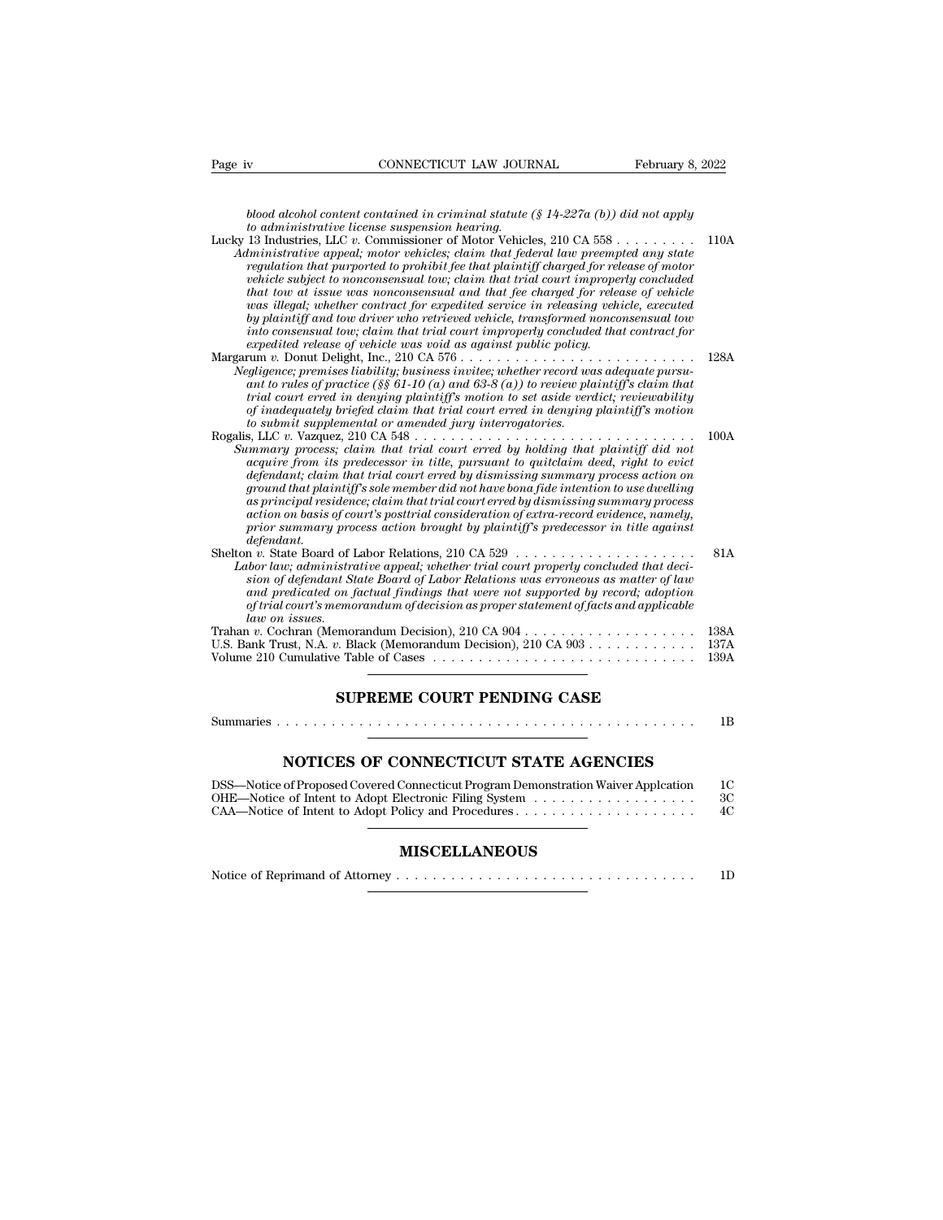*blood alcohol content contained in criminal statute (§ 14-227a (b)) did not apply to administrative license suspension hearing.*

Lucky 13 Industries, LLC *v.* Commissioner of Motor Vehicles, 210 CA 558 . . . . . . . . . 110A
*Administrative appeal; motor vehicles; claim that federal law preempted any state regulation that purported to prohibit fee that plaintiff charged for release of motor vehicle subject to nonconsensual tow; claim that trial court improperly concluded that tow at issue was nonconsensual and that fee charged for release of vehicle was illegal; whether contract for expedited service in releasing vehicle, executed by plaintiff and tow driver who retrieved vehicle, transformed nonconsensual tow into consensual tow; claim that trial court improperly concluded that contract for expedited release of vehicle was void as against public policy.*

Margarum *v.* Donut Delight, Inc., 210 CA 576 . . . . . . . . . . . . . . . . . . . . . . . . . . 128A
*Negligence; premises liability; business invitee; whether record was adequate pursuant to rules of practice (§§ 61-10 (a) and 63-8 (a)) to review plaintiff's claim that trial court erred in denying plaintiff's motion to set aside verdict; reviewability of inadequately briefed claim that trial court erred in denying plaintiff's motion to submit supplemental or amended jury interrogatories.*

Rogalis, LLC *v.* Vazquez, 210 CA 548 . . . . . . . . . . . . . . . . . . . . . . . . . . . . . . . 100A
*Summary process; claim that trial court erred by holding that plaintiff did not acquire from its predecessor in title, pursuant to quitclaim deed, right to evict defendant; claim that trial court erred by dismissing summary process action on ground that plaintiff's sole member did not have bona fide intention to use dwelling as principal residence; claim that trial court erred by dismissing summary process action on basis of court's posttrial consideration of extra-record evidence, namely, prior summary process action brought by plaintiff's predecessor in title against defendant.*

Shelton *v.* State Board of Labor Relations, 210 CA 529 . . . . . . . . . . . . . . . . . . . . 81A
*Labor law; administrative appeal; whether trial court properly concluded that decision of defendant State Board of Labor Relations was erroneous as matter of law and predicated on factual findings that were not supported by record; adoption of trial court's memorandum of decision as proper statement of facts and applicable law on issues.*

Trahan *v.* Cochran (Memorandum Decision), 210 CA 904 . . . . . . . . . . . . . . . . . . . 138A

U.S. Bank Trust, N.A. *v.* Black (Memorandum Decision), 210 CA 903 . . . . . . . . . . . . 137A

Volume 210 Cumulative Table of Cases . . . . . . . . . . . . . . . . . . . . . . . . . . . . . 139A

## SUPREME COURT PENDING CASE

Summaries . . . . . . . . . . . . . . . . . . . . . . . . . . . . . . . . . . . . . . . . . . . . 1B

## NOTICES OF CONNECTICUT STATE AGENCIES

DSS—Notice of Proposed Covered Connecticut Program Demonstration Waiver Applcation 1C

OHE—Notice of Intent to Adopt Electronic Filing System . . . . . . . . . . . . . . . . . . 3C

CAA—Notice of Intent to Adopt Policy and Procedures . . . . . . . . . . . . . . . . . . . . 4C

## MISCELLANEOUS

Notice of Reprimand of Attorney . . . . . . . . . . . . . . . . . . . . . . . . . . . . . . . . 1D